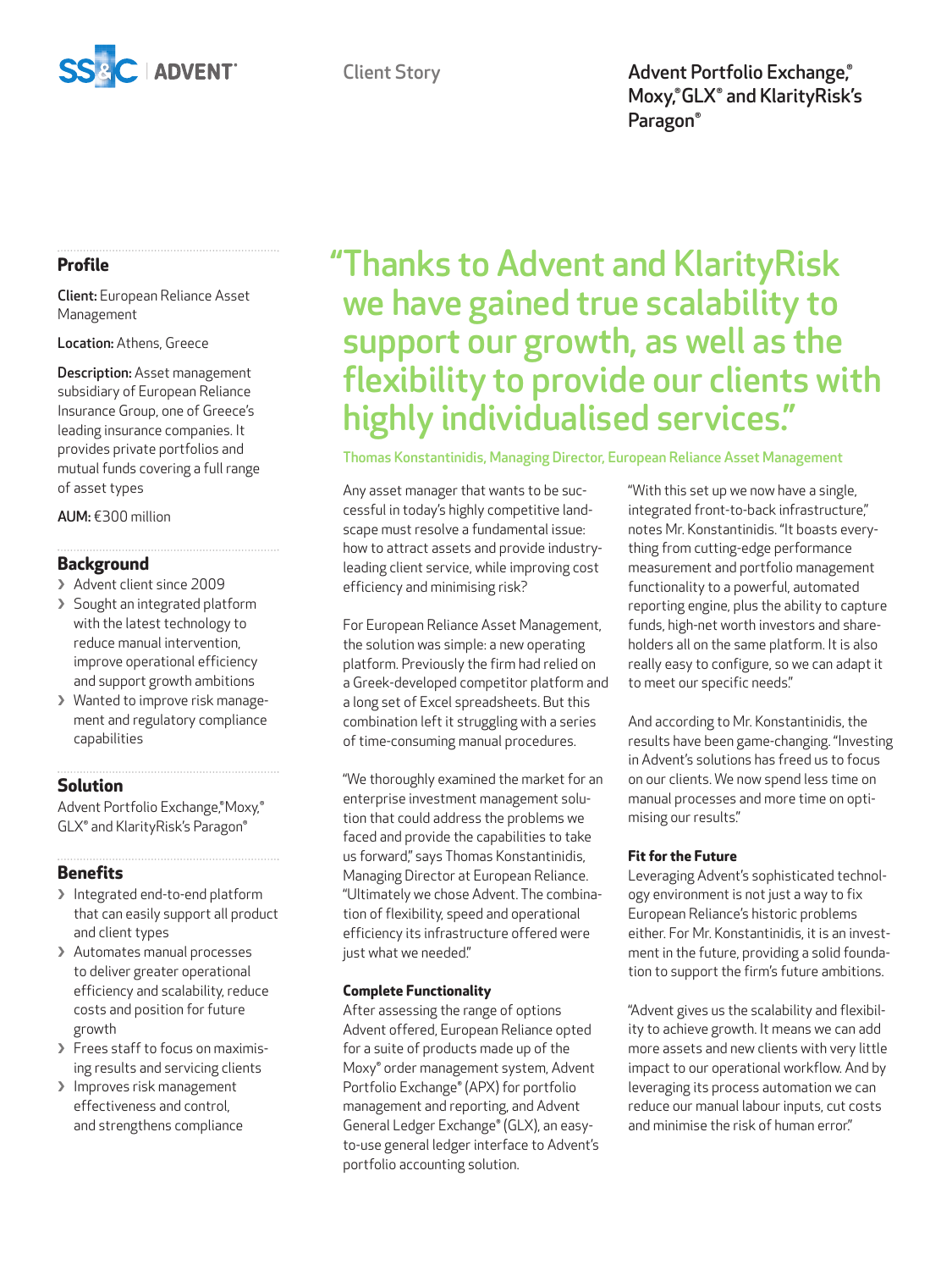Client Story

# Advent Portfolio Exchange,® Moxy,® GLX® and KlarityRisk's Paragon®

## Profile

**Client:** European Reliance Asset Management

**Location:** Athens, Greece

**Description:** Asset management subsidiary of European Reliance Insurance Group, one of Greece's leading insurance companies. It provides private portfolios and mutual funds covering a full range of asset types

**AUM:** €300 million

## Background

- Advent client since 2009
- Sought an integrated platform with the latest technology to reduce manual intervention, improve operational efficiency and support growth ambitions
- Wanted to improve risk management and regulatory compliance capabilities

## Solution

Advent Portfolio Exchange,® Moxy,® GLX® and KlarityRisk's Paragon®

## Benefits

- Integrated end-to-end platform that can easily support all product and client types
- Automates manual processes to deliver greater operational efficiency and scalability, reduce costs and position for future growth
- Frees staff to focus on maximising results and servicing clients
- Improves risk management effectiveness and control, and strengthens compliance

> "Thanks to Advent and KlarityRisk we have gained true scalability to support our growth, as well as the flexibility to provide our clients with highly individualised services."
>
> Thomas Konstantinidis, Managing Director, European Reliance Asset Management

Any asset manager that wants to be successful in today's highly competitive landscape must resolve a fundamental issue: how to attract assets and provide industry-leading client service, while improving cost efficiency and minimising risk?

For European Reliance Asset Management, the solution was simple: a new operating platform. Previously the firm had relied on a Greek-developed competitor platform and a long set of Excel spreadsheets. But this combination left it struggling with a series of time-consuming manual procedures.

"We thoroughly examined the market for an enterprise investment management solution that could address the problems we faced and provide the capabilities to take us forward," says Thomas Konstantinidis, Managing Director at European Reliance. "Ultimately we chose Advent. The combination of flexibility, speed and operational efficiency its infrastructure offered were just what we needed."

### Complete Functionality

After assessing the range of options Advent offered, European Reliance opted for a suite of products made up of the Moxy® order management system, Advent Portfolio Exchange® (APX) for portfolio management and reporting, and Advent General Ledger Exchange® (GLX), an easy-to-use general ledger interface to Advent's portfolio accounting solution.

"With this set up we now have a single, integrated front-to-back infrastructure," notes Mr. Konstantinidis. "It boasts everything from cutting-edge performance measurement and portfolio management functionality to a powerful, automated reporting engine, plus the ability to capture funds, high-net worth investors and shareholders all on the same platform. It is also really easy to configure, so we can adapt it to meet our specific needs."

And according to Mr. Konstantinidis, the results have been game-changing. "Investing in Advent's solutions has freed us to focus on our clients. We now spend less time on manual processes and more time on optimising our results."

### Fit for the Future

Leveraging Advent's sophisticated technology environment is not just a way to fix European Reliance's historic problems either. For Mr. Konstantinidis, it is an investment in the future, providing a solid foundation to support the firm's future ambitions.

"Advent gives us the scalability and flexibility to achieve growth. It means we can add more assets and new clients with very little impact to our operational workflow. And by leveraging its process automation we can reduce our manual labour inputs, cut costs and minimise the risk of human error."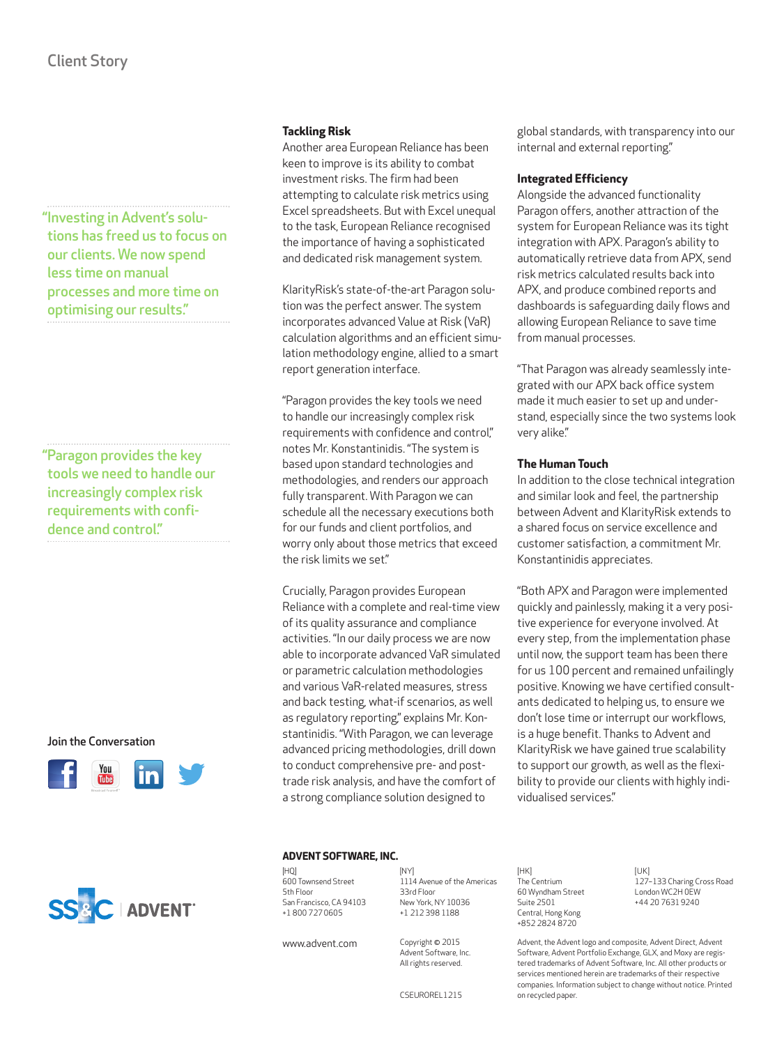Client Story

> "Investing in Advent's solutions has freed us to focus on our clients. We now spend less time on manual processes and more time on optimising our results."

> "Paragon provides the key tools we need to handle our increasingly complex risk requirements with confidence and control."

### Tackling Risk

Another area European Reliance has been keen to improve is its ability to combat investment risks. The firm had been attempting to calculate risk metrics using Excel spreadsheets. But with Excel unequal to the task, European Reliance recognised the importance of having a sophisticated and dedicated risk management system.

KlarityRisk's state-of-the-art Paragon solution was the perfect answer. The system incorporates advanced Value at Risk (VaR) calculation algorithms and an efficient simulation methodology engine, allied to a smart report generation interface.

"Paragon provides the key tools we need to handle our increasingly complex risk requirements with confidence and control," notes Mr. Konstantinidis. "The system is based upon standard technologies and methodologies, and renders our approach fully transparent. With Paragon we can schedule all the necessary executions both for our funds and client portfolios, and worry only about those metrics that exceed the risk limits we set."

Crucially, Paragon provides European Reliance with a complete and real-time view of its quality assurance and compliance activities. "In our daily process we are now able to incorporate advanced VaR simulated or parametric calculation methodologies and various VaR-related measures, stress and back testing, what-if scenarios, as well as regulatory reporting," explains Mr. Konstantinidis. "With Paragon, we can leverage advanced pricing methodologies, drill down to conduct comprehensive pre- and post-trade risk analysis, and have the comfort of a strong compliance solution designed to global standards, with transparency into our internal and external reporting."

### Integrated Efficiency

Alongside the advanced functionality Paragon offers, another attraction of the system for European Reliance was its tight integration with APX. Paragon's ability to automatically retrieve data from APX, send risk metrics calculated results back into APX, and produce combined reports and dashboards is safeguarding daily flows and allowing European Reliance to save time from manual processes.

"That Paragon was already seamlessly integrated with our APX back office system made it much easier to set up and understand, especially since the two systems look very alike."

### The Human Touch

In addition to the close technical integration and similar look and feel, the partnership between Advent and KlarityRisk extends to a shared focus on service excellence and customer satisfaction, a commitment Mr. Konstantinidis appreciates.

"Both APX and Paragon were implemented quickly and painlessly, making it a very positive experience for everyone involved. At every step, from the implementation phase until now, the support team has been there for us 100 percent and remained unfailingly positive. Knowing we have certified consultants dedicated to helping us, to ensure we don't lose time or interrupt our workflows, is a huge benefit. Thanks to Advent and KlarityRisk we have gained true scalability to support our growth, as well as the flexibility to provide our clients with highly individualised services."

Join the Conversation

**ADVENT SOFTWARE, INC.**

[HQ]
600 Townsend Street
5th Floor
San Francisco, CA 94103
+1 800 727 0605

[NY]
1114 Avenue of the Americas
33rd Floor
New York, NY 10036
+1 212 398 1188

[HK]
The Centrium
60 Wyndham Street
Suite 2501
Central, Hong Kong
+852 2824 8720

[UK]
127–133 Charing Cross Road
London WC2H 0EW
+44 20 7631 9240

www.advent.com

Copyright © 2015
Advent Software, Inc.
All rights reserved.

CSEUROREL1215

Advent, the Advent logo and composite, Advent Direct, Advent Software, Advent Portfolio Exchange, GLX, and Moxy are registered trademarks of Advent Software, Inc. All other products or services mentioned herein are trademarks of their respective companies. Information subject to change without notice. Printed on recycled paper.